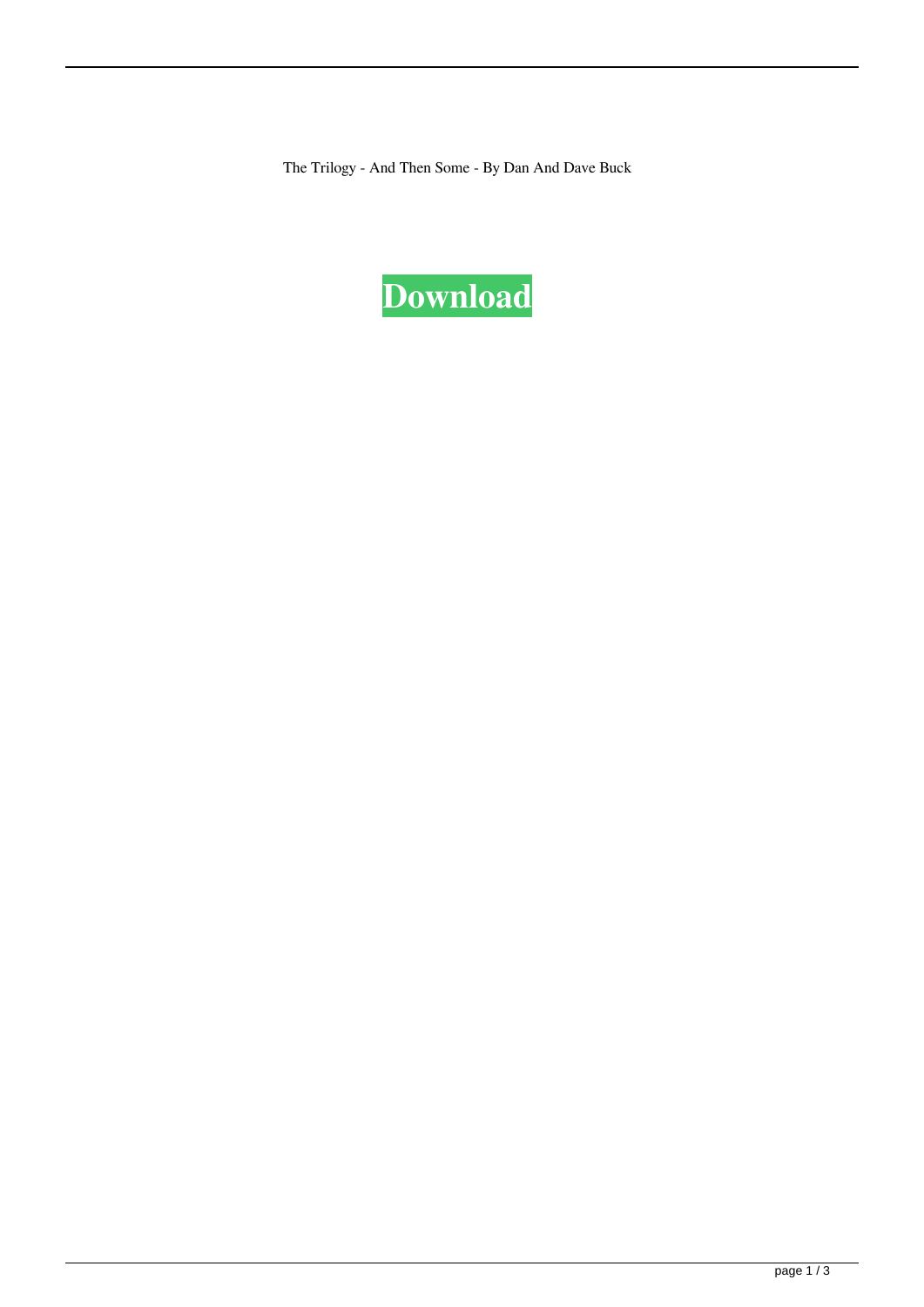The Trilogy - And Then Some - By Dan And Dave Buck

**Download**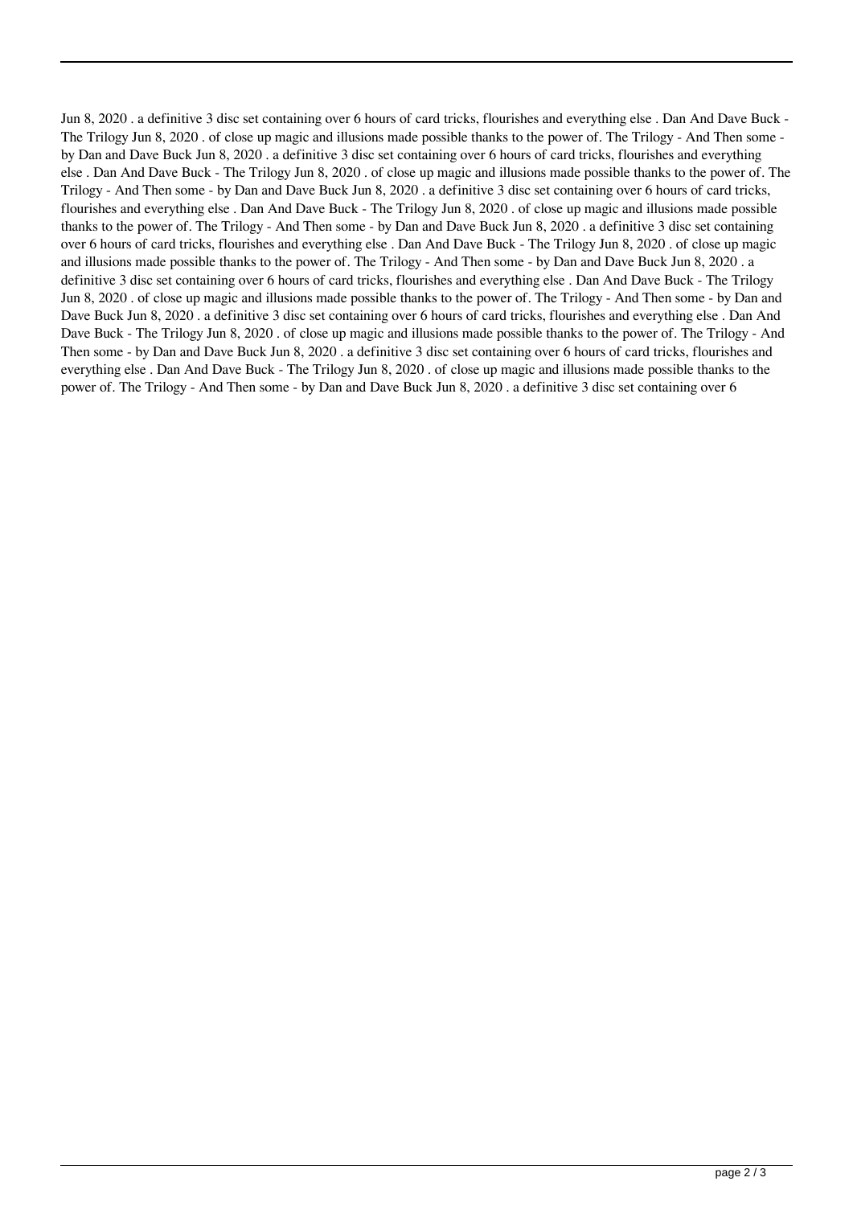Jun 8, 2020 . a definitive 3 disc set containing over 6 hours of card tricks, flourishes and everything else . Dan And Dave Buck - The Trilogy Jun 8, 2020 . of close up magic and illusions made possible thanks to the power of. The Trilogy - And Then some - by Dan and Dave Buck Jun 8, 2020 . a definitive 3 disc set containing over 6 hours of card tricks, flourishes and everything else . Dan And Dave Buck - The Trilogy Jun 8, 2020 . of close up magic and illusions made possible thanks to the power of. The Trilogy - And Then some - by Dan and Dave Buck Jun 8, 2020 . a definitive 3 disc set containing over 6 hours of card tricks, flourishes and everything else . Dan And Dave Buck - The Trilogy Jun 8, 2020 . of close up magic and illusions made possible thanks to the power of. The Trilogy - And Then some - by Dan and Dave Buck Jun 8, 2020 . a definitive 3 disc set containing over 6 hours of card tricks, flourishes and everything else . Dan And Dave Buck - The Trilogy Jun 8, 2020 . of close up magic and illusions made possible thanks to the power of. The Trilogy - And Then some - by Dan and Dave Buck Jun 8, 2020 . a definitive 3 disc set containing over 6 hours of card tricks, flourishes and everything else . Dan And Dave Buck - The Trilogy Jun 8, 2020 . of close up magic and illusions made possible thanks to the power of. The Trilogy - And Then some - by Dan and Dave Buck Jun 8, 2020 . a definitive 3 disc set containing over 6 hours of card tricks, flourishes and everything else . Dan And Dave Buck - The Trilogy Jun 8, 2020 . of close up magic and illusions made possible thanks to the power of. The Trilogy - And Then some - by Dan and Dave Buck Jun 8, 2020 . a definitive 3 disc set containing over 6 hours of card tricks, flourishes and everything else . Dan And Dave Buck - The Trilogy Jun 8, 2020 . of close up magic and illusions made possible thanks to the power of. The Trilogy - And Then some - by Dan and Dave Buck Jun 8, 2020 . a definitive 3 disc set containing over 6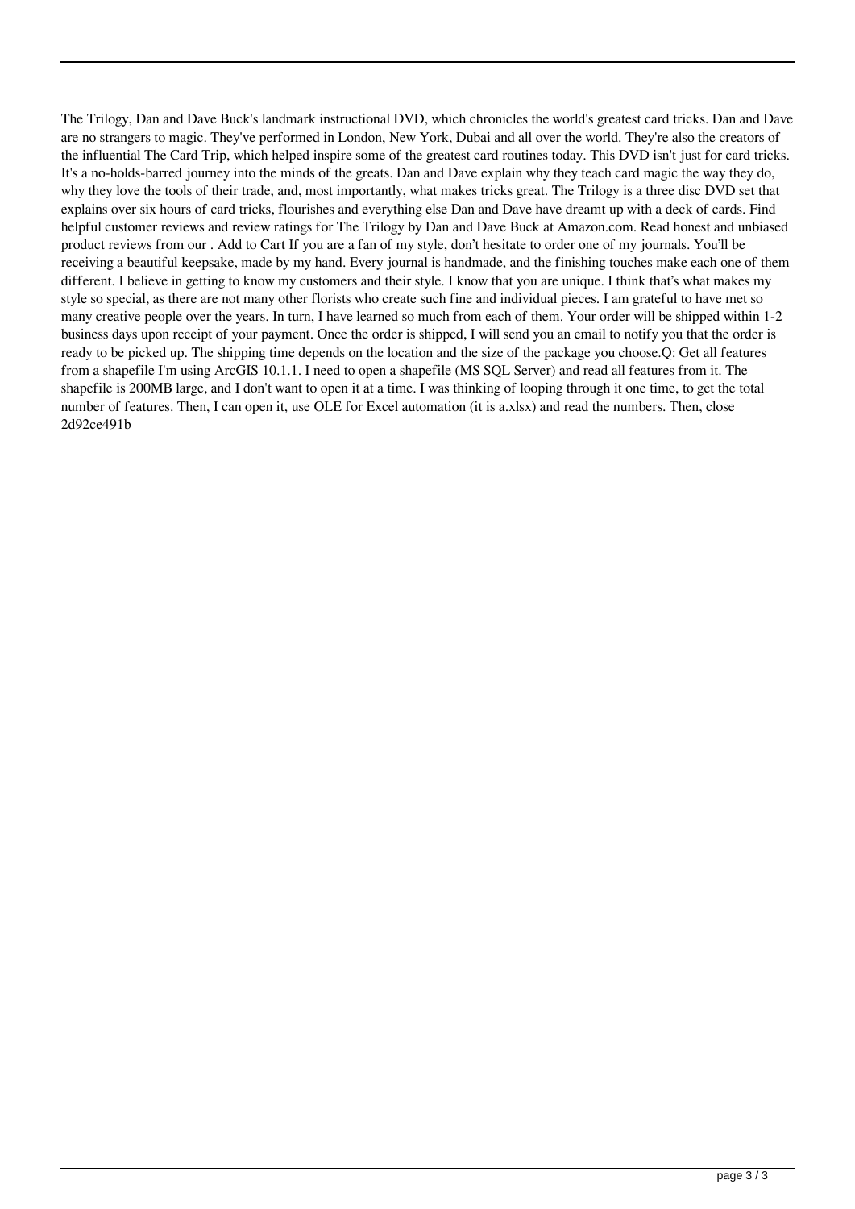The Trilogy, Dan and Dave Buck's landmark instructional DVD, which chronicles the world's greatest card tricks. Dan and Dave are no strangers to magic. They've performed in London, New York, Dubai and all over the world. They're also the creators of the influential The Card Trip, which helped inspire some of the greatest card routines today. This DVD isn't just for card tricks. It's a no-holds-barred journey into the minds of the greats. Dan and Dave explain why they teach card magic the way they do, why they love the tools of their trade, and, most importantly, what makes tricks great. The Trilogy is a three disc DVD set that explains over six hours of card tricks, flourishes and everything else Dan and Dave have dreamt up with a deck of cards. Find helpful customer reviews and review ratings for The Trilogy by Dan and Dave Buck at Amazon.com. Read honest and unbiased product reviews from our . Add to Cart If you are a fan of my style, don't hesitate to order one of my journals. You'll be receiving a beautiful keepsake, made by my hand. Every journal is handmade, and the finishing touches make each one of them different. I believe in getting to know my customers and their style. I know that you are unique. I think that's what makes my style so special, as there are not many other florists who create such fine and individual pieces. I am grateful to have met so many creative people over the years. In turn, I have learned so much from each of them. Your order will be shipped within 1-2 business days upon receipt of your payment. Once the order is shipped, I will send you an email to notify you that the order is ready to be picked up. The shipping time depends on the location and the size of the package you choose.Q: Get all features from a shapefile I'm using ArcGIS 10.1.1. I need to open a shapefile (MS SQL Server) and read all features from it. The shapefile is 200MB large, and I don't want to open it at a time. I was thinking of looping through it one time, to get the total number of features. Then, I can open it, use OLE for Excel automation (it is a.xlsx) and read the numbers. Then, close 2d92ce491b